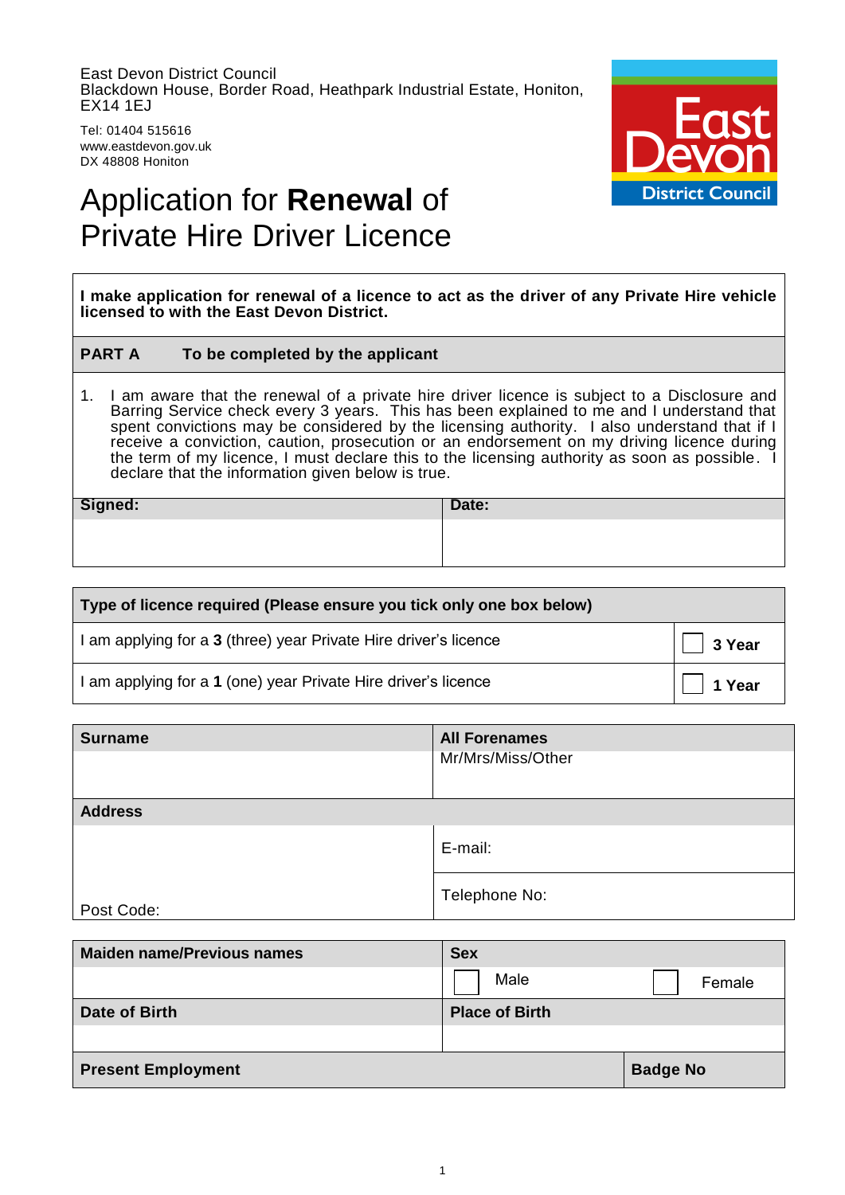East Devon District Council
Blackdown House, Border Road, Heathpark Industrial Estate, Honiton, EX14 1EJ

Tel: 01404 515616
www.eastdevon.gov.uk
DX 48808 Honiton

# Application for **Renewal** of Private Hire Driver Licence

**I make application for renewal of a licence to act as the driver of any Private Hire vehicle licensed to with the East Devon District.**

**PART A To be completed by the applicant**

1. I am aware that the renewal of a private hire driver licence is subject to a Disclosure and Barring Service check every 3 years. This has been explained to me and I understand that spent convictions may be considered by the licensing authority. I also understand that if I receive a conviction, caution, prosecution or an endorsement on my driving licence during the term of my licence, I must declare this to the licensing authority as soon as possible. I declare that the information given below is true.

| **Signed:** | **Date:** |
|---|---|
| | |

| **Type of licence required (Please ensure you tick only one box below)** | |
|---|---|
| I am applying for a **3** (three) year Private Hire driver's licence | ☐ **3 Year** |
| I am applying for a **1** (one) year Private Hire driver's licence | ☐ **1 Year** |

| **Surname** | **All Forenames** |
|---|---|
| | Mr/Mrs/Miss/Other |
| **Address** | |
| | E-mail: |
| Post Code: | Telephone No: |

| **Maiden name/Previous names** | **Sex** | |
|---|---|---|
| | ☐ Male | ☐ Female |
| **Date of Birth** | **Place of Birth** | |
| | | |
| **Present Employment** | | **Badge No** |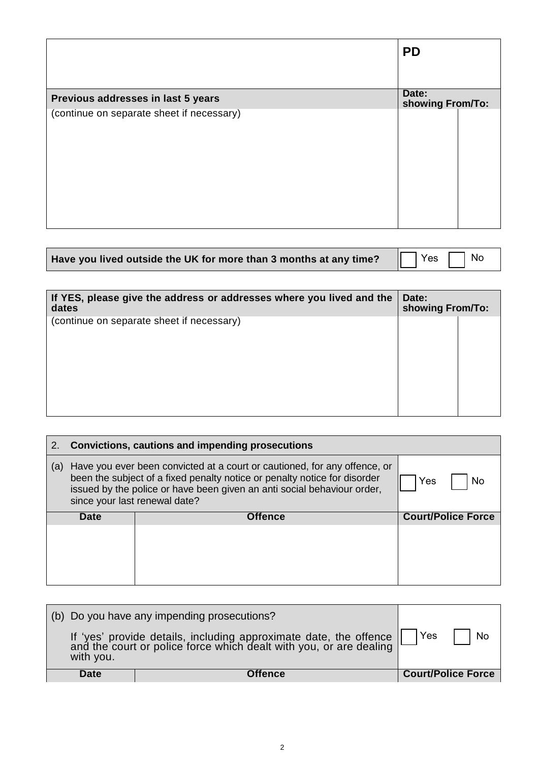| | **PD** |
|---|---|

| **Previous addresses in last 5 years** | **Date: showing From/To:** | |
|---|---|---|
| (continue on separate sheet if necessary) | | |

| **Have you lived outside the UK for more than 3 months at any time?** | ☐ Yes ☐ No |
|---|---|

| **If YES, please give the address or addresses where you lived and the dates** | **Date: showing From/To:** | |
|---|---|---|
| (continue on separate sheet if necessary) | | |

| 2. **Convictions, cautions and impending prosecutions** | | |
|---|---|---|
| (a) Have you ever been convicted at a court or cautioned, for any offence, or been the subject of a fixed penalty notice or penalty notice for disorder issued by the police or have been given an anti social behaviour order, since your last renewal date? | | ☐ Yes ☐ No |
| **Date** | **Offence** | **Court/Police Force** |
| | | |

| (b) Do you have any impending prosecutions? If 'yes' provide details, including approximate date, the offence and the court or police force which dealt with you, or are dealing with you. | | ☐ Yes ☐ No |
|---|---|---|
| **Date** | **Offence** | **Court/Police Force** |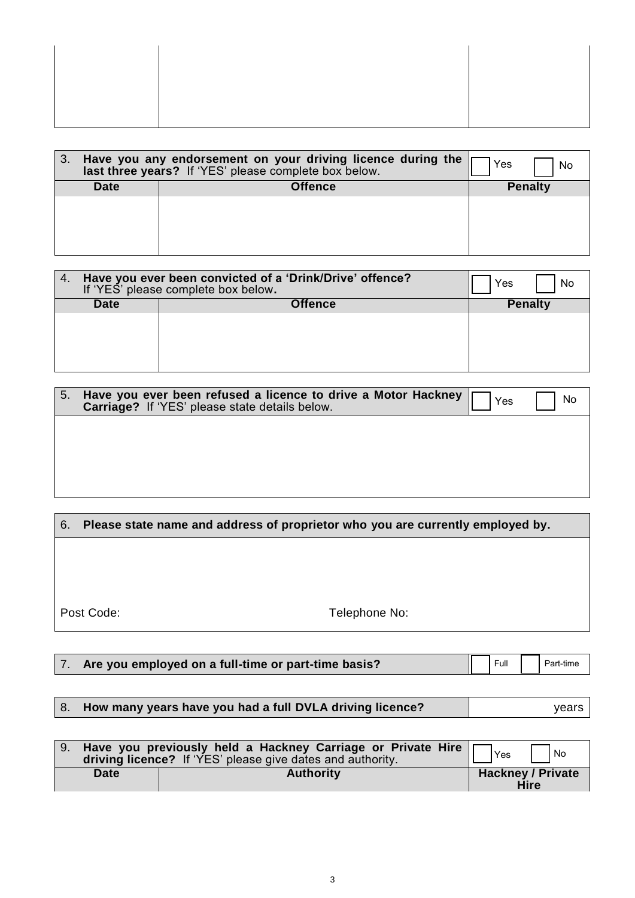| | | |
|---|---|---|
| | | |

| 3. **Have you any endorsement on your driving licence during the last three years?** If 'YES' please complete box below. | | ☐ Yes ☐ No |
|---|---|---|
| **Date** | **Offence** | **Penalty** |
| | | |

| 4. **Have you ever been convicted of a 'Drink/Drive' offence?** If 'YES' please complete box below**.** | | ☐ Yes ☐ No |
|---|---|---|
| **Date** | **Offence** | **Penalty** |
| | | |

| 5. **Have you ever been refused a licence to drive a Motor Hackney Carriage?** If 'YES' please state details below. | ☐ Yes ☐ No |
|---|---|
| | |

| 6. **Please state name and address of proprietor who you are currently employed by.** | |
|---|---|
| | |
| Post Code: | Telephone No: |

| 7. **Are you employed on a full-time or part-time basis?** | ☐ Full ☐ Part-time |
|---|---|

| 8. **How many years have you had a full DVLA driving licence?** | years |
|---|---|

| 9. **Have you previously held a Hackney Carriage or Private Hire driving licence?** If 'YES' please give dates and authority. | | ☐ Yes ☐ No |
|---|---|---|
| **Date** | **Authority** | **Hackney / Private Hire** |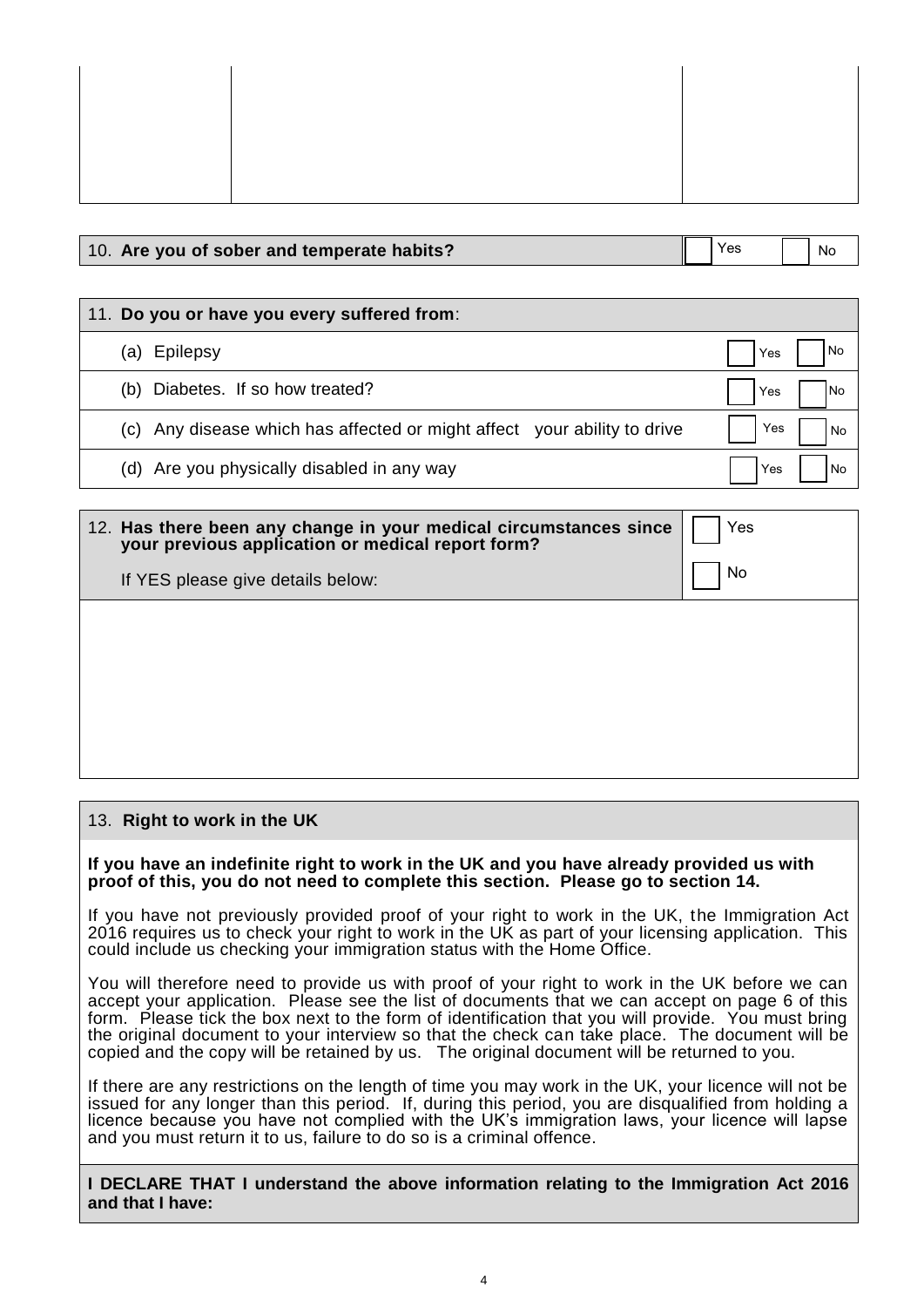| | | |
|---|---|---|
| | | |

| 10. **Are you of sober and temperate habits?** | ☐ Yes ☐ No |
|---|---|

| 11. **Do you or have you every suffered from**: | |
|---|---|
| (a) Epilepsy | ☐ Yes ☐ No |
| (b) Diabetes. If so how treated? | ☐ Yes ☐ No |
| (c) Any disease which has affected or might affect your ability to drive | ☐ Yes ☐ No |
| (d) Are you physically disabled in any way | ☐ Yes ☐ No |

| 12. **Has there been any change in your medical circumstances since your previous application or medical report form?** If YES please give details below: | ☐ Yes ☐ No |
|---|---|
| | |

## 13. **Right to work in the UK**

**If you have an indefinite right to work in the UK and you have already provided us with proof of this, you do not need to complete this section. Please go to section 14.**

If you have not previously provided proof of your right to work in the UK, the Immigration Act 2016 requires us to check your right to work in the UK as part of your licensing application. This could include us checking your immigration status with the Home Office.

You will therefore need to provide us with proof of your right to work in the UK before we can accept your application. Please see the list of documents that we can accept on page 6 of this form. Please tick the box next to the form of identification that you will provide. You must bring the original document to your interview so that the check can take place. The document will be copied and the copy will be retained by us. The original document will be returned to you.

If there are any restrictions on the length of time you may work in the UK, your licence will not be issued for any longer than this period. If, during this period, you are disqualified from holding a licence because you have not complied with the UK's immigration laws, your licence will lapse and you must return it to us, failure to do so is a criminal offence.

**I DECLARE THAT I understand the above information relating to the Immigration Act 2016 and that I have:**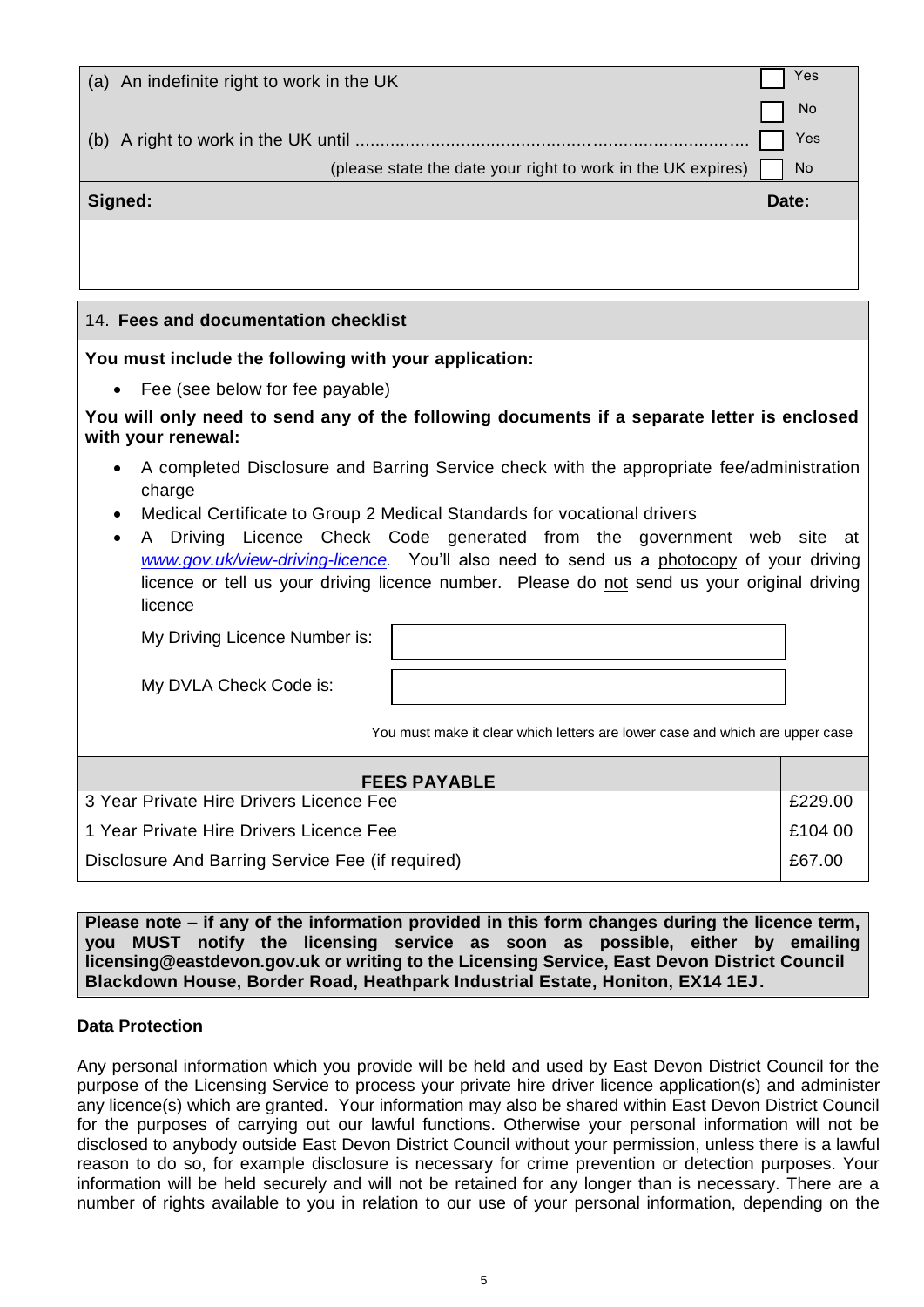| | |
|---|---|
| (a) An indefinite right to work in the UK | ☐ Yes<br>☐ No |
| (b) A right to work in the UK until ..........................................................................<br>(please state the date your right to work in the UK expires) | ☐ Yes<br>☐ No |
| **Signed:** | **Date:** |
| | |

## 14. Fees and documentation checklist

**You must include the following with your application:**

- Fee (see below for fee payable)

**You will only need to send any of the following documents if a separate letter is enclosed with your renewal:**

- A completed Disclosure and Barring Service check with the appropriate fee/administration charge
- Medical Certificate to Group 2 Medical Standards for vocational drivers
- A Driving Licence Check Code generated from the government web site at *www.gov.uk/view-driving-licence*. You'll also need to send us a photocopy of your driving licence or tell us your driving licence number. Please do not send us your original driving licence

My Driving Licence Number is: ____________________

My DVLA Check Code is: ____________________

You must make it clear which letters are lower case and which are upper case

| FEES PAYABLE | |
|---|---|
| 3 Year Private Hire Drivers Licence Fee | £229.00 |
| 1 Year Private Hire Drivers Licence Fee | £104 00 |
| Disclosure And Barring Service Fee (if required) | £67.00 |

**Please note – if any of the information provided in this form changes during the licence term, you MUST notify the licensing service as soon as possible, either by emailing licensing@eastdevon.gov.uk or writing to the Licensing Service, East Devon District Council Blackdown House, Border Road, Heathpark Industrial Estate, Honiton, EX14 1EJ.**

**Data Protection**

Any personal information which you provide will be held and used by East Devon District Council for the purpose of the Licensing Service to process your private hire driver licence application(s) and administer any licence(s) which are granted. Your information may also be shared within East Devon District Council for the purposes of carrying out our lawful functions. Otherwise your personal information will not be disclosed to anybody outside East Devon District Council without your permission, unless there is a lawful reason to do so, for example disclosure is necessary for crime prevention or detection purposes. Your information will be held securely and will not be retained for any longer than is necessary. There are a number of rights available to you in relation to our use of your personal information, depending on the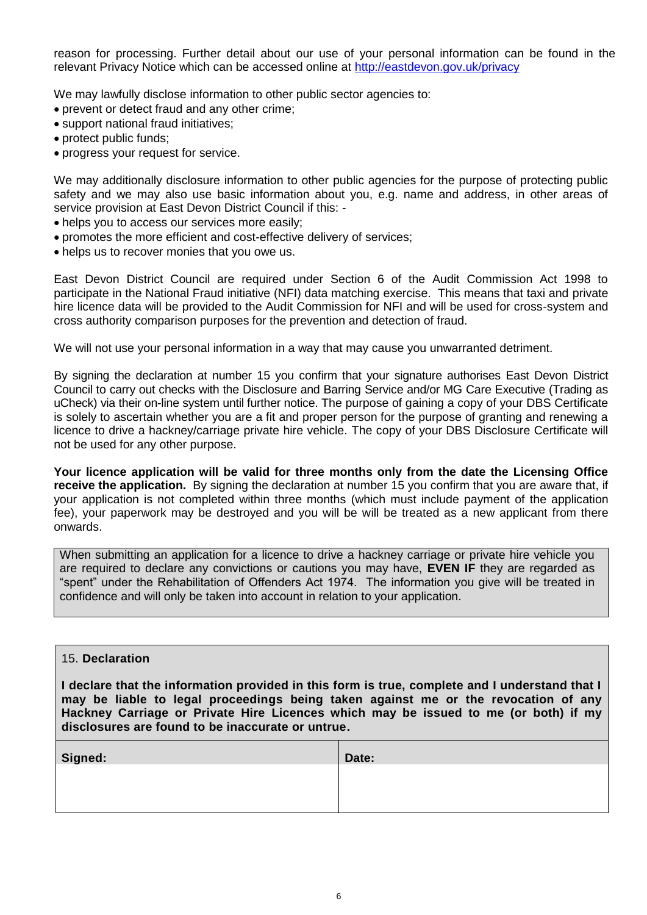reason for processing. Further detail about our use of your personal information can be found in the relevant Privacy Notice which can be accessed online at http://eastdevon.gov.uk/privacy

We may lawfully disclose information to other public sector agencies to:

- prevent or detect fraud and any other crime;
- support national fraud initiatives;
- protect public funds;
- progress your request for service.

We may additionally disclosure information to other public agencies for the purpose of protecting public safety and we may also use basic information about you, e.g. name and address, in other areas of service provision at East Devon District Council if this: -

- helps you to access our services more easily;
- promotes the more efficient and cost-effective delivery of services;
- helps us to recover monies that you owe us.

East Devon District Council are required under Section 6 of the Audit Commission Act 1998 to participate in the National Fraud initiative (NFI) data matching exercise. This means that taxi and private hire licence data will be provided to the Audit Commission for NFI and will be used for cross-system and cross authority comparison purposes for the prevention and detection of fraud.

We will not use your personal information in a way that may cause you unwarranted detriment.

By signing the declaration at number 15 you confirm that your signature authorises East Devon District Council to carry out checks with the Disclosure and Barring Service and/or MG Care Executive (Trading as uCheck) via their on-line system until further notice. The purpose of gaining a copy of your DBS Certificate is solely to ascertain whether you are a fit and proper person for the purpose of granting and renewing a licence to drive a hackney/carriage private hire vehicle. The copy of your DBS Disclosure Certificate will not be used for any other purpose.

**Your licence application will be valid for three months only from the date the Licensing Office receive the application.** By signing the declaration at number 15 you confirm that you are aware that, if your application is not completed within three months (which must include payment of the application fee), your paperwork may be destroyed and you will be will be treated as a new applicant from there onwards.

When submitting an application for a licence to drive a hackney carriage or private hire vehicle you are required to declare any convictions or cautions you may have, **EVEN IF** they are regarded as "spent" under the Rehabilitation of Offenders Act 1974. The information you give will be treated in confidence and will only be taken into account in relation to your application.

15. **Declaration**

**I declare that the information provided in this form is true, complete and I understand that I may be liable to legal proceedings being taken against me or the revocation of any Hackney Carriage or Private Hire Licences which may be issued to me (or both) if my disclosures are found to be inaccurate or untrue.**

| **Signed:** | **Date:** |
| --- | --- |
| | |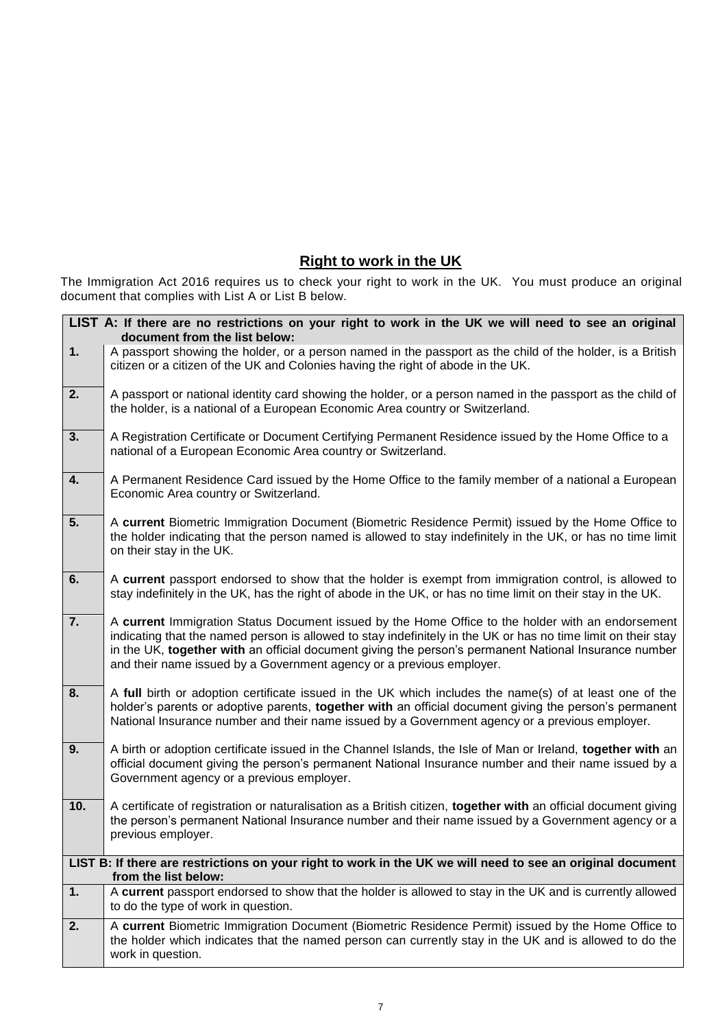## Right to work in the UK

The Immigration Act 2016 requires us to check your right to work in the UK. You must produce an original document that complies with List A or List B below.

| **LIST A: If there are no restrictions on your right to work in the UK we will need to see an original document from the list below:** | |
|---|---|
| **1.** | A passport showing the holder, or a person named in the passport as the child of the holder, is a British citizen or a citizen of the UK and Colonies having the right of abode in the UK. |
| **2.** | A passport or national identity card showing the holder, or a person named in the passport as the child of the holder, is a national of a European Economic Area country or Switzerland. |
| **3.** | A Registration Certificate or Document Certifying Permanent Residence issued by the Home Office to a national of a European Economic Area country or Switzerland. |
| **4.** | A Permanent Residence Card issued by the Home Office to the family member of a national a European Economic Area country or Switzerland. |
| **5.** | A **current** Biometric Immigration Document (Biometric Residence Permit) issued by the Home Office to the holder indicating that the person named is allowed to stay indefinitely in the UK, or has no time limit on their stay in the UK. |
| **6.** | A **current** passport endorsed to show that the holder is exempt from immigration control, is allowed to stay indefinitely in the UK, has the right of abode in the UK, or has no time limit on their stay in the UK. |
| **7.** | A **current** Immigration Status Document issued by the Home Office to the holder with an endorsement indicating that the named person is allowed to stay indefinitely in the UK or has no time limit on their stay in the UK, **together with** an official document giving the person's permanent National Insurance number and their name issued by a Government agency or a previous employer. |
| **8.** | A **full** birth or adoption certificate issued in the UK which includes the name(s) of at least one of the holder's parents or adoptive parents, **together with** an official document giving the person's permanent National Insurance number and their name issued by a Government agency or a previous employer. |
| **9.** | A birth or adoption certificate issued in the Channel Islands, the Isle of Man or Ireland, **together with** an official document giving the person's permanent National Insurance number and their name issued by a Government agency or a previous employer. |
| **10.** | A certificate of registration or naturalisation as a British citizen, **together with** an official document giving the person's permanent National Insurance number and their name issued by a Government agency or a previous employer. |
| **LIST B: If there are restrictions on your right to work in the UK we will need to see an original document from the list below:** | |
| **1.** | A **current** passport endorsed to show that the holder is allowed to stay in the UK and is currently allowed to do the type of work in question. |
| **2.** | A **current** Biometric Immigration Document (Biometric Residence Permit) issued by the Home Office to the holder which indicates that the named person can currently stay in the UK and is allowed to do the work in question. |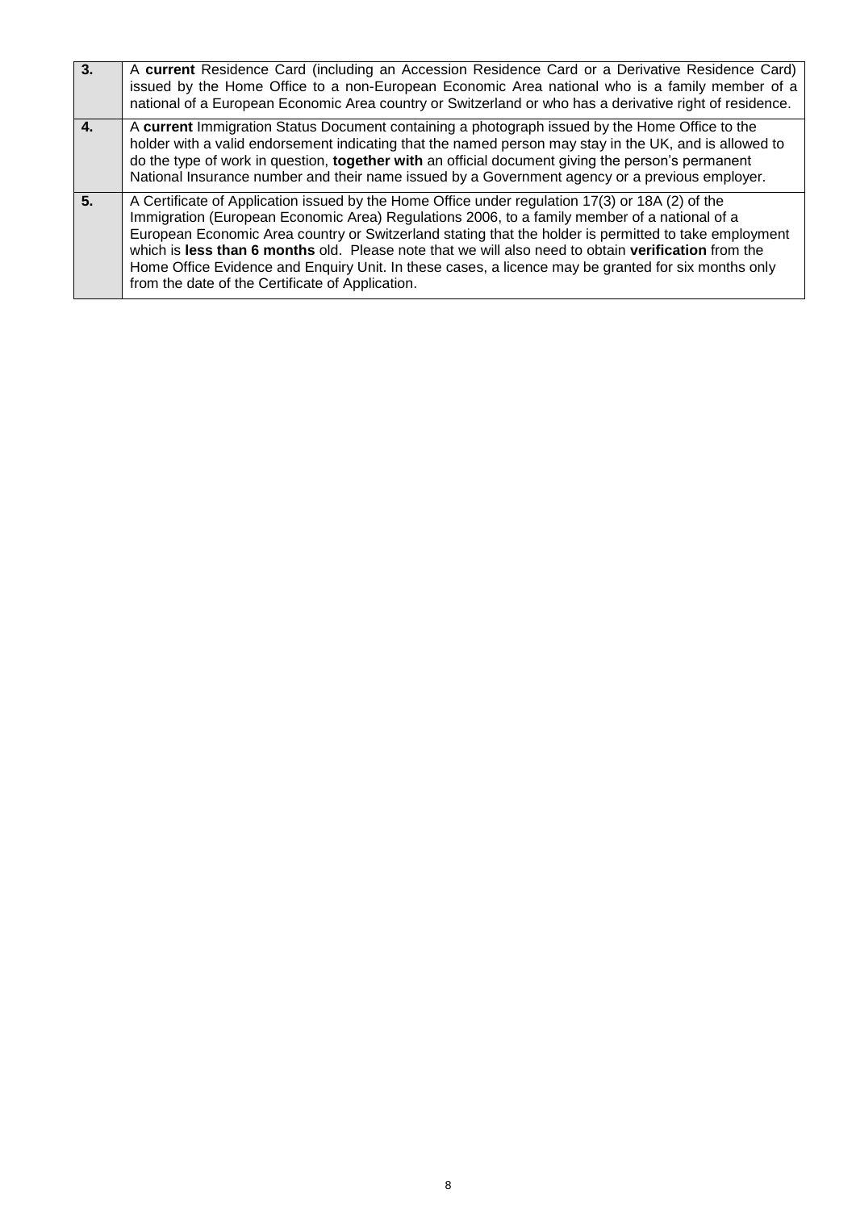| | |
|---|---|
| **3.** | A **current** Residence Card (including an Accession Residence Card or a Derivative Residence Card) issued by the Home Office to a non-European Economic Area national who is a family member of a national of a European Economic Area country or Switzerland or who has a derivative right of residence. |
| **4.** | A **current** Immigration Status Document containing a photograph issued by the Home Office to the holder with a valid endorsement indicating that the named person may stay in the UK, and is allowed to do the type of work in question, **together with** an official document giving the person's permanent National Insurance number and their name issued by a Government agency or a previous employer. |
| **5.** | A Certificate of Application issued by the Home Office under regulation 17(3) or 18A (2) of the Immigration (European Economic Area) Regulations 2006, to a family member of a national of a European Economic Area country or Switzerland stating that the holder is permitted to take employment which is **less than 6 months** old. Please note that we will also need to obtain **verification** from the Home Office Evidence and Enquiry Unit. In these cases, a licence may be granted for six months only from the date of the Certificate of Application. |